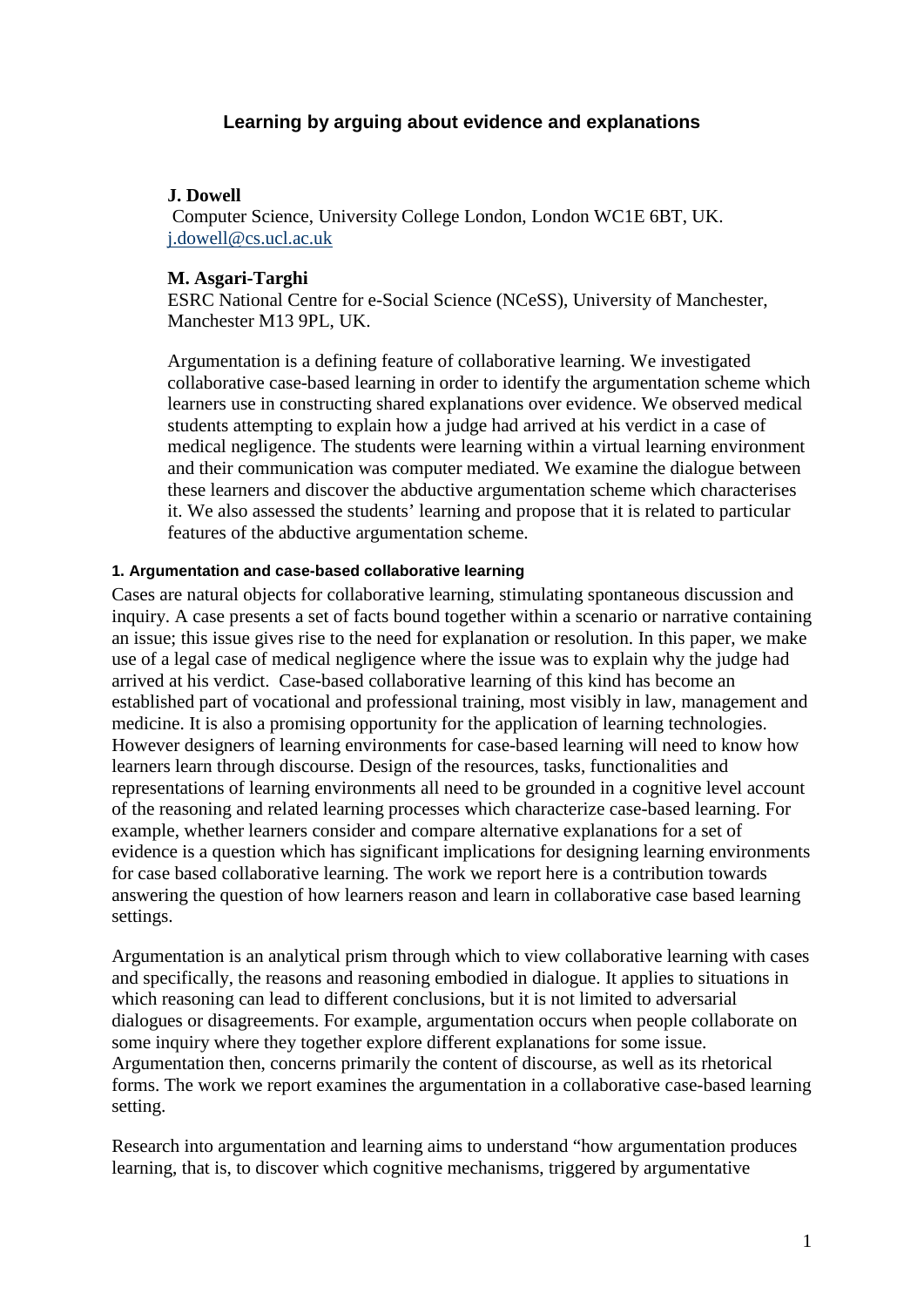# Learning by arguing about evidence and explanations

**J. Dowell**
Computer Science, University College London, London WC1E 6BT, UK.
j.dowell@cs.ucl.ac.uk

**M. Asgari-Targhi**
ESRC National Centre for e-Social Science (NCeSS), University of Manchester, Manchester M13 9PL, UK.

Argumentation is a defining feature of collaborative learning. We investigated collaborative case-based learning in order to identify the argumentation scheme which learners use in constructing shared explanations over evidence. We observed medical students attempting to explain how a judge had arrived at his verdict in a case of medical negligence. The students were learning within a virtual learning environment and their communication was computer mediated. We examine the dialogue between these learners and discover the abductive argumentation scheme which characterises it. We also assessed the students' learning and propose that it is related to particular features of the abductive argumentation scheme.

## 1. Argumentation and case-based collaborative learning

Cases are natural objects for collaborative learning, stimulating spontaneous discussion and inquiry. A case presents a set of facts bound together within a scenario or narrative containing an issue; this issue gives rise to the need for explanation or resolution. In this paper, we make use of a legal case of medical negligence where the issue was to explain why the judge had arrived at his verdict. Case-based collaborative learning of this kind has become an established part of vocational and professional training, most visibly in law, management and medicine. It is also a promising opportunity for the application of learning technologies. However designers of learning environments for case-based learning will need to know how learners learn through discourse. Design of the resources, tasks, functionalities and representations of learning environments all need to be grounded in a cognitive level account of the reasoning and related learning processes which characterize case-based learning. For example, whether learners consider and compare alternative explanations for a set of evidence is a question which has significant implications for designing learning environments for case based collaborative learning. The work we report here is a contribution towards answering the question of how learners reason and learn in collaborative case based learning settings.

Argumentation is an analytical prism through which to view collaborative learning with cases and specifically, the reasons and reasoning embodied in dialogue. It applies to situations in which reasoning can lead to different conclusions, but it is not limited to adversarial dialogues or disagreements. For example, argumentation occurs when people collaborate on some inquiry where they together explore different explanations for some issue. Argumentation then, concerns primarily the content of discourse, as well as its rhetorical forms. The work we report examines the argumentation in a collaborative case-based learning setting.

Research into argumentation and learning aims to understand "how argumentation produces learning, that is, to discover which cognitive mechanisms, triggered by argumentative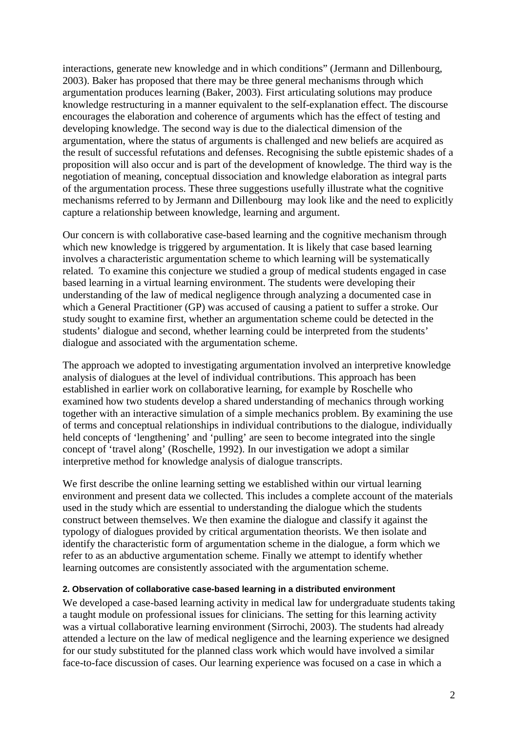interactions, generate new knowledge and in which conditions" (Jermann and Dillenbourg, 2003). Baker has proposed that there may be three general mechanisms through which argumentation produces learning (Baker, 2003). First articulating solutions may produce knowledge restructuring in a manner equivalent to the self-explanation effect. The discourse encourages the elaboration and coherence of arguments which has the effect of testing and developing knowledge. The second way is due to the dialectical dimension of the argumentation, where the status of arguments is challenged and new beliefs are acquired as the result of successful refutations and defenses. Recognising the subtle epistemic shades of a proposition will also occur and is part of the development of knowledge. The third way is the negotiation of meaning, conceptual dissociation and knowledge elaboration as integral parts of the argumentation process. These three suggestions usefully illustrate what the cognitive mechanisms referred to by Jermann and Dillenbourg may look like and the need to explicitly capture a relationship between knowledge, learning and argument.

Our concern is with collaborative case-based learning and the cognitive mechanism through which new knowledge is triggered by argumentation. It is likely that case based learning involves a characteristic argumentation scheme to which learning will be systematically related. To examine this conjecture we studied a group of medical students engaged in case based learning in a virtual learning environment. The students were developing their understanding of the law of medical negligence through analyzing a documented case in which a General Practitioner (GP) was accused of causing a patient to suffer a stroke. Our study sought to examine first, whether an argumentation scheme could be detected in the students' dialogue and second, whether learning could be interpreted from the students' dialogue and associated with the argumentation scheme.

The approach we adopted to investigating argumentation involved an interpretive knowledge analysis of dialogues at the level of individual contributions. This approach has been established in earlier work on collaborative learning, for example by Roschelle who examined how two students develop a shared understanding of mechanics through working together with an interactive simulation of a simple mechanics problem. By examining the use of terms and conceptual relationships in individual contributions to the dialogue, individually held concepts of 'lengthening' and 'pulling' are seen to become integrated into the single concept of 'travel along' (Roschelle, 1992). In our investigation we adopt a similar interpretive method for knowledge analysis of dialogue transcripts.

We first describe the online learning setting we established within our virtual learning environment and present data we collected. This includes a complete account of the materials used in the study which are essential to understanding the dialogue which the students construct between themselves. We then examine the dialogue and classify it against the typology of dialogues provided by critical argumentation theorists. We then isolate and identify the characteristic form of argumentation scheme in the dialogue, a form which we refer to as an abductive argumentation scheme. Finally we attempt to identify whether learning outcomes are consistently associated with the argumentation scheme.

### 2. Observation of collaborative case-based learning in a distributed environment

We developed a case-based learning activity in medical law for undergraduate students taking a taught module on professional issues for clinicians. The setting for this learning activity was a virtual collaborative learning environment (Sirrochi, 2003). The students had already attended a lecture on the law of medical negligence and the learning experience we designed for our study substituted for the planned class work which would have involved a similar face-to-face discussion of cases. Our learning experience was focused on a case in which a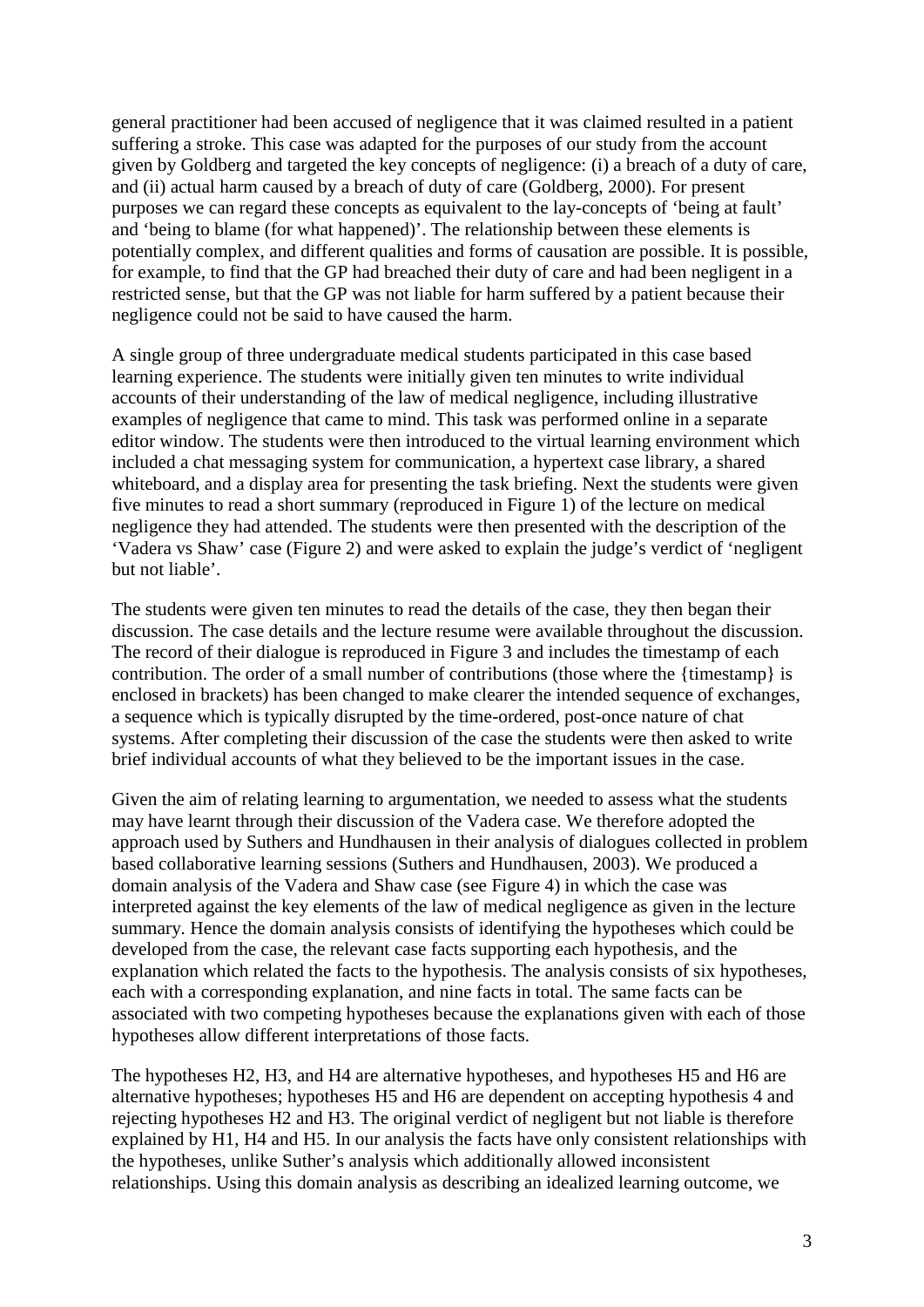general practitioner had been accused of negligence that it was claimed resulted in a patient suffering a stroke. This case was adapted for the purposes of our study from the account given by Goldberg and targeted the key concepts of negligence: (i) a breach of a duty of care, and (ii) actual harm caused by a breach of duty of care (Goldberg, 2000). For present purposes we can regard these concepts as equivalent to the lay-concepts of 'being at fault' and 'being to blame (for what happened)'. The relationship between these elements is potentially complex, and different qualities and forms of causation are possible. It is possible, for example, to find that the GP had breached their duty of care and had been negligent in a restricted sense, but that the GP was not liable for harm suffered by a patient because their negligence could not be said to have caused the harm.

A single group of three undergraduate medical students participated in this case based learning experience. The students were initially given ten minutes to write individual accounts of their understanding of the law of medical negligence, including illustrative examples of negligence that came to mind. This task was performed online in a separate editor window. The students were then introduced to the virtual learning environment which included a chat messaging system for communication, a hypertext case library, a shared whiteboard, and a display area for presenting the task briefing. Next the students were given five minutes to read a short summary (reproduced in Figure 1) of the lecture on medical negligence they had attended. The students were then presented with the description of the 'Vadera vs Shaw' case (Figure 2) and were asked to explain the judge's verdict of 'negligent but not liable'.

The students were given ten minutes to read the details of the case, they then began their discussion. The case details and the lecture resume were available throughout the discussion. The record of their dialogue is reproduced in Figure 3 and includes the timestamp of each contribution. The order of a small number of contributions (those where the {timestamp} is enclosed in brackets) has been changed to make clearer the intended sequence of exchanges, a sequence which is typically disrupted by the time-ordered, post-once nature of chat systems. After completing their discussion of the case the students were then asked to write brief individual accounts of what they believed to be the important issues in the case.

Given the aim of relating learning to argumentation, we needed to assess what the students may have learnt through their discussion of the Vadera case. We therefore adopted the approach used by Suthers and Hundhausen in their analysis of dialogues collected in problem based collaborative learning sessions (Suthers and Hundhausen, 2003). We produced a domain analysis of the Vadera and Shaw case (see Figure 4) in which the case was interpreted against the key elements of the law of medical negligence as given in the lecture summary. Hence the domain analysis consists of identifying the hypotheses which could be developed from the case, the relevant case facts supporting each hypothesis, and the explanation which related the facts to the hypothesis. The analysis consists of six hypotheses, each with a corresponding explanation, and nine facts in total. The same facts can be associated with two competing hypotheses because the explanations given with each of those hypotheses allow different interpretations of those facts.

The hypotheses H2, H3, and H4 are alternative hypotheses, and hypotheses H5 and H6 are alternative hypotheses; hypotheses H5 and H6 are dependent on accepting hypothesis 4 and rejecting hypotheses H2 and H3. The original verdict of negligent but not liable is therefore explained by H1, H4 and H5. In our analysis the facts have only consistent relationships with the hypotheses, unlike Suther's analysis which additionally allowed inconsistent relationships. Using this domain analysis as describing an idealized learning outcome, we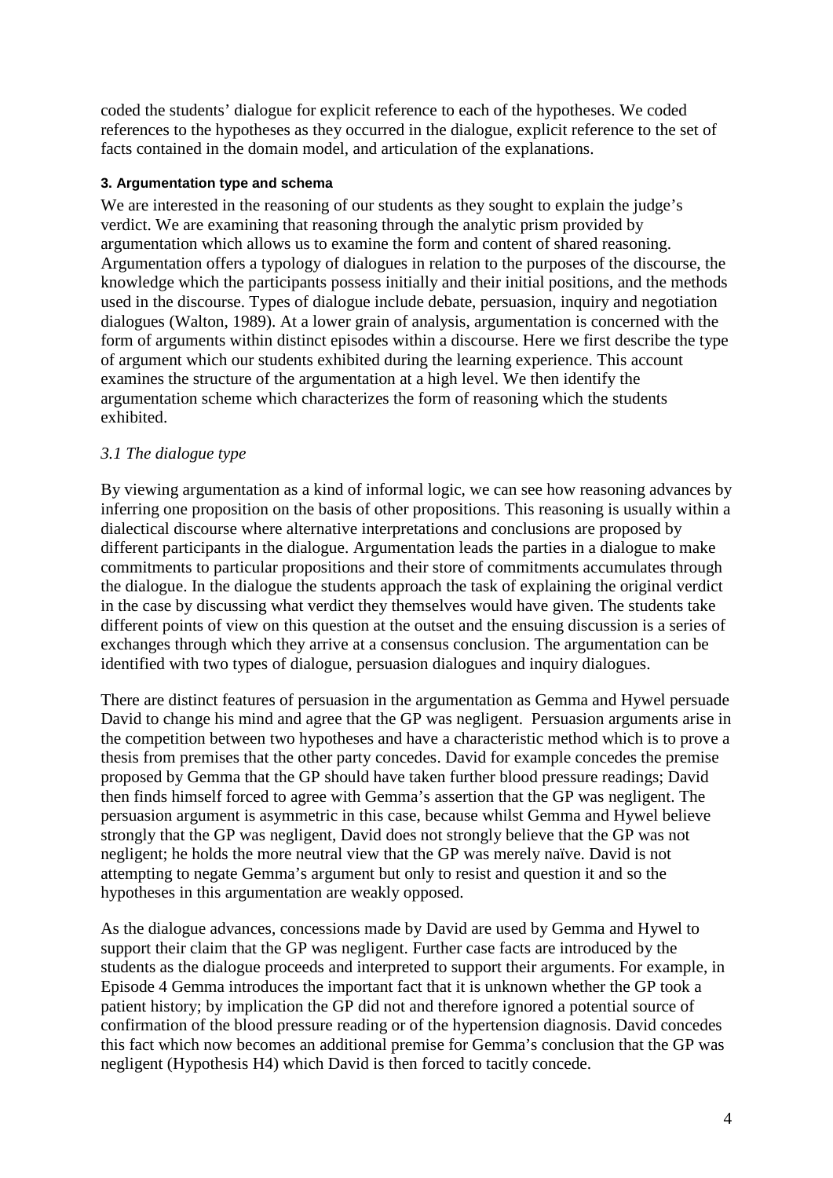coded the students' dialogue for explicit reference to each of the hypotheses. We coded references to the hypotheses as they occurred in the dialogue, explicit reference to the set of facts contained in the domain model, and articulation of the explanations.

### 3. Argumentation type and schema

We are interested in the reasoning of our students as they sought to explain the judge's verdict. We are examining that reasoning through the analytic prism provided by argumentation which allows us to examine the form and content of shared reasoning. Argumentation offers a typology of dialogues in relation to the purposes of the discourse, the knowledge which the participants possess initially and their initial positions, and the methods used in the discourse. Types of dialogue include debate, persuasion, inquiry and negotiation dialogues (Walton, 1989). At a lower grain of analysis, argumentation is concerned with the form of arguments within distinct episodes within a discourse. Here we first describe the type of argument which our students exhibited during the learning experience. This account examines the structure of the argumentation at a high level. We then identify the argumentation scheme which characterizes the form of reasoning which the students exhibited.

#### *3.1 The dialogue type*

By viewing argumentation as a kind of informal logic, we can see how reasoning advances by inferring one proposition on the basis of other propositions. This reasoning is usually within a dialectical discourse where alternative interpretations and conclusions are proposed by different participants in the dialogue. Argumentation leads the parties in a dialogue to make commitments to particular propositions and their store of commitments accumulates through the dialogue. In the dialogue the students approach the task of explaining the original verdict in the case by discussing what verdict they themselves would have given. The students take different points of view on this question at the outset and the ensuing discussion is a series of exchanges through which they arrive at a consensus conclusion. The argumentation can be identified with two types of dialogue, persuasion dialogues and inquiry dialogues.

There are distinct features of persuasion in the argumentation as Gemma and Hywel persuade David to change his mind and agree that the GP was negligent. Persuasion arguments arise in the competition between two hypotheses and have a characteristic method which is to prove a thesis from premises that the other party concedes. David for example concedes the premise proposed by Gemma that the GP should have taken further blood pressure readings; David then finds himself forced to agree with Gemma's assertion that the GP was negligent. The persuasion argument is asymmetric in this case, because whilst Gemma and Hywel believe strongly that the GP was negligent, David does not strongly believe that the GP was not negligent; he holds the more neutral view that the GP was merely naïve. David is not attempting to negate Gemma's argument but only to resist and question it and so the hypotheses in this argumentation are weakly opposed.

As the dialogue advances, concessions made by David are used by Gemma and Hywel to support their claim that the GP was negligent. Further case facts are introduced by the students as the dialogue proceeds and interpreted to support their arguments. For example, in Episode 4 Gemma introduces the important fact that it is unknown whether the GP took a patient history; by implication the GP did not and therefore ignored a potential source of confirmation of the blood pressure reading or of the hypertension diagnosis. David concedes this fact which now becomes an additional premise for Gemma's conclusion that the GP was negligent (Hypothesis H4) which David is then forced to tacitly concede.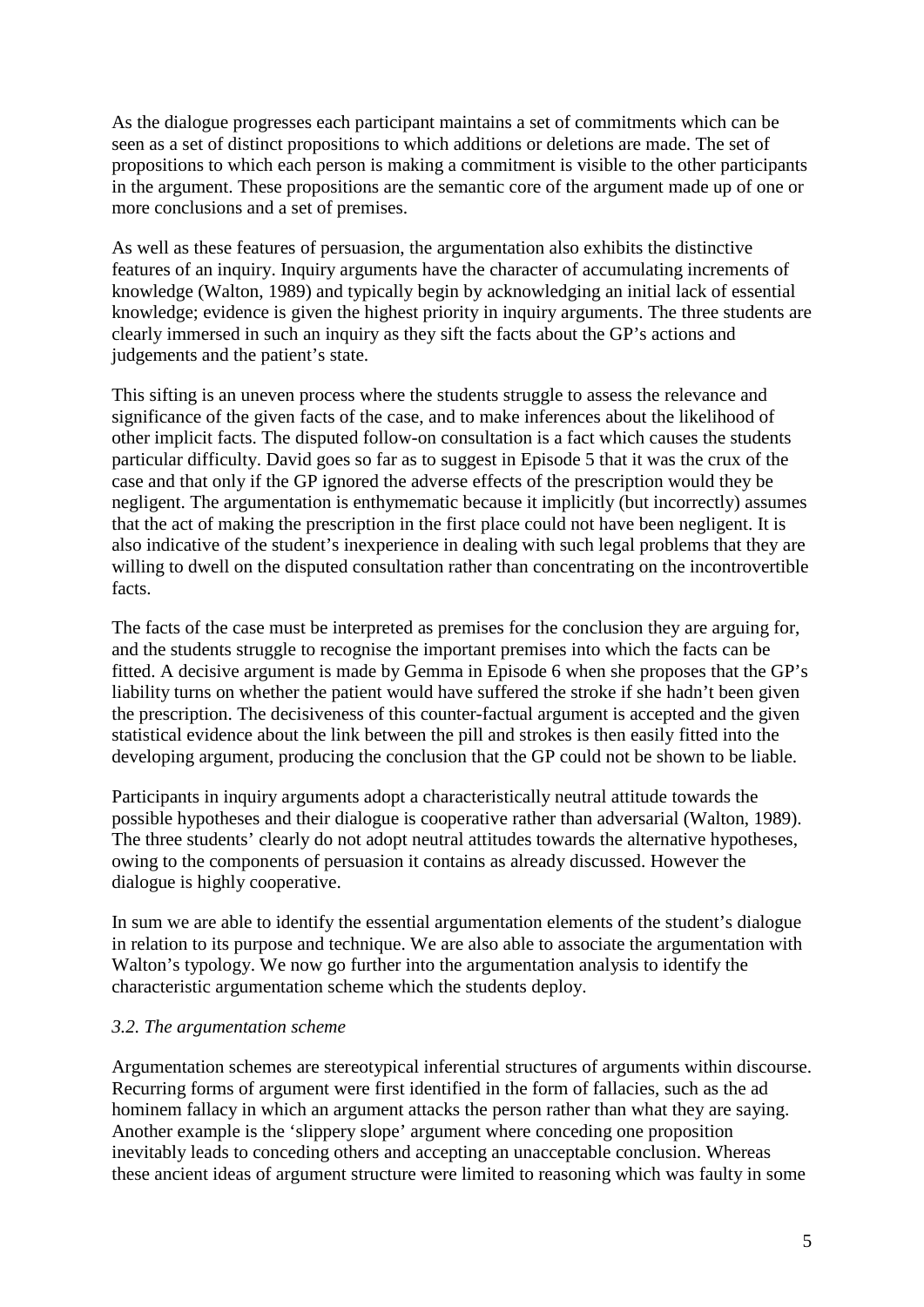As the dialogue progresses each participant maintains a set of commitments which can be seen as a set of distinct propositions to which additions or deletions are made. The set of propositions to which each person is making a commitment is visible to the other participants in the argument. These propositions are the semantic core of the argument made up of one or more conclusions and a set of premises.

As well as these features of persuasion, the argumentation also exhibits the distinctive features of an inquiry. Inquiry arguments have the character of accumulating increments of knowledge (Walton, 1989) and typically begin by acknowledging an initial lack of essential knowledge; evidence is given the highest priority in inquiry arguments. The three students are clearly immersed in such an inquiry as they sift the facts about the GP's actions and judgements and the patient's state.

This sifting is an uneven process where the students struggle to assess the relevance and significance of the given facts of the case, and to make inferences about the likelihood of other implicit facts. The disputed follow-on consultation is a fact which causes the students particular difficulty. David goes so far as to suggest in Episode 5 that it was the crux of the case and that only if the GP ignored the adverse effects of the prescription would they be negligent. The argumentation is enthymematic because it implicitly (but incorrectly) assumes that the act of making the prescription in the first place could not have been negligent. It is also indicative of the student's inexperience in dealing with such legal problems that they are willing to dwell on the disputed consultation rather than concentrating on the incontrovertible facts.

The facts of the case must be interpreted as premises for the conclusion they are arguing for, and the students struggle to recognise the important premises into which the facts can be fitted. A decisive argument is made by Gemma in Episode 6 when she proposes that the GP's liability turns on whether the patient would have suffered the stroke if she hadn't been given the prescription. The decisiveness of this counter-factual argument is accepted and the given statistical evidence about the link between the pill and strokes is then easily fitted into the developing argument, producing the conclusion that the GP could not be shown to be liable.

Participants in inquiry arguments adopt a characteristically neutral attitude towards the possible hypotheses and their dialogue is cooperative rather than adversarial (Walton, 1989). The three students' clearly do not adopt neutral attitudes towards the alternative hypotheses, owing to the components of persuasion it contains as already discussed. However the dialogue is highly cooperative.

In sum we are able to identify the essential argumentation elements of the student's dialogue in relation to its purpose and technique. We are also able to associate the argumentation with Walton's typology. We now go further into the argumentation analysis to identify the characteristic argumentation scheme which the students deploy.

### *3.2. The argumentation scheme*

Argumentation schemes are stereotypical inferential structures of arguments within discourse. Recurring forms of argument were first identified in the form of fallacies, such as the ad hominem fallacy in which an argument attacks the person rather than what they are saying. Another example is the 'slippery slope' argument where conceding one proposition inevitably leads to conceding others and accepting an unacceptable conclusion. Whereas these ancient ideas of argument structure were limited to reasoning which was faulty in some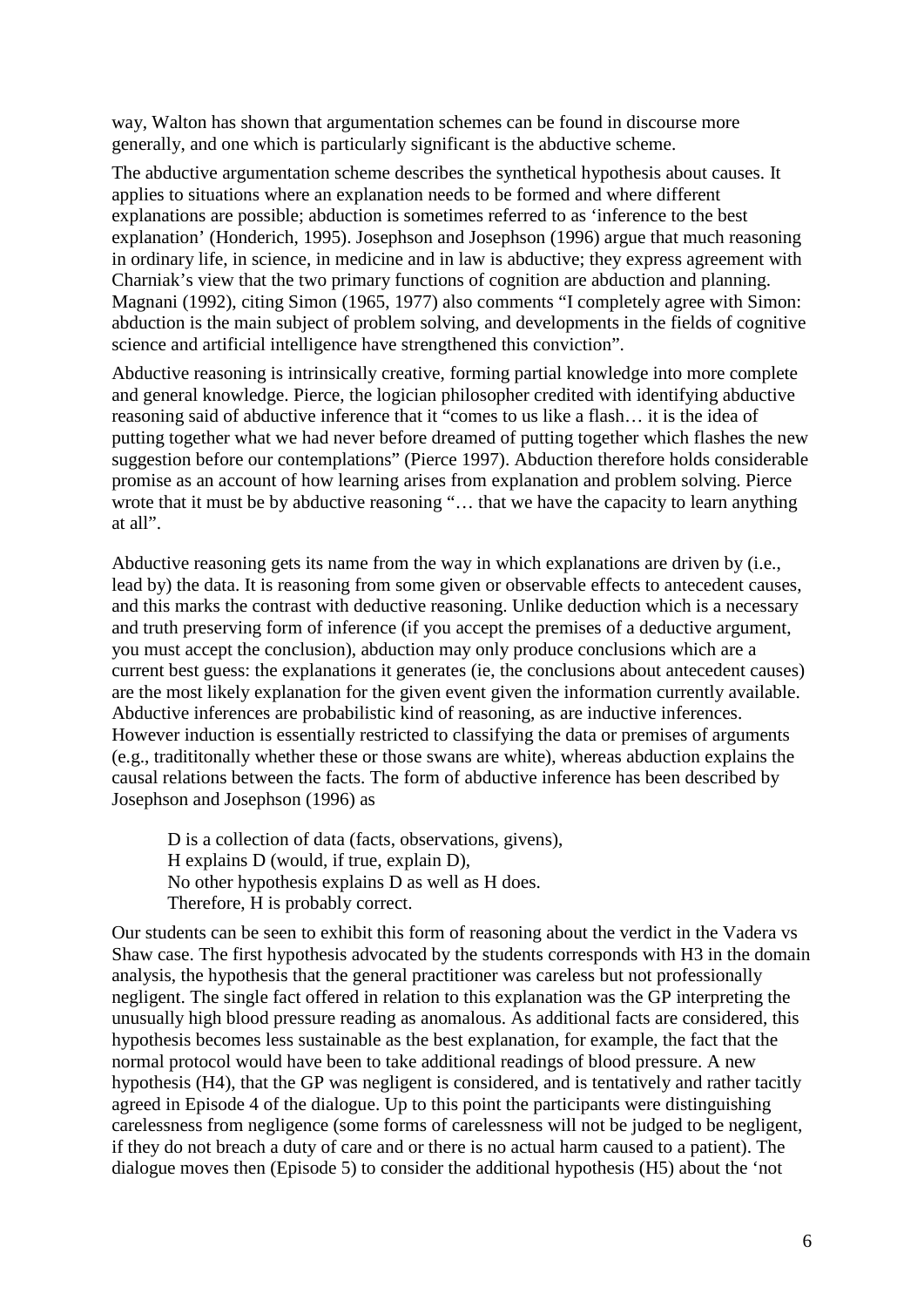way, Walton has shown that argumentation schemes can be found in discourse more generally, and one which is particularly significant is the abductive scheme.

The abductive argumentation scheme describes the synthetical hypothesis about causes. It applies to situations where an explanation needs to be formed and where different explanations are possible; abduction is sometimes referred to as 'inference to the best explanation' (Honderich, 1995). Josephson and Josephson (1996) argue that much reasoning in ordinary life, in science, in medicine and in law is abductive; they express agreement with Charniak's view that the two primary functions of cognition are abduction and planning. Magnani (1992), citing Simon (1965, 1977) also comments "I completely agree with Simon: abduction is the main subject of problem solving, and developments in the fields of cognitive science and artificial intelligence have strengthened this conviction".

Abductive reasoning is intrinsically creative, forming partial knowledge into more complete and general knowledge. Pierce, the logician philosopher credited with identifying abductive reasoning said of abductive inference that it "comes to us like a flash… it is the idea of putting together what we had never before dreamed of putting together which flashes the new suggestion before our contemplations" (Pierce 1997). Abduction therefore holds considerable promise as an account of how learning arises from explanation and problem solving. Pierce wrote that it must be by abductive reasoning "… that we have the capacity to learn anything at all".

Abductive reasoning gets its name from the way in which explanations are driven by (i.e., lead by) the data. It is reasoning from some given or observable effects to antecedent causes, and this marks the contrast with deductive reasoning. Unlike deduction which is a necessary and truth preserving form of inference (if you accept the premises of a deductive argument, you must accept the conclusion), abduction may only produce conclusions which are a current best guess: the explanations it generates (ie, the conclusions about antecedent causes) are the most likely explanation for the given event given the information currently available. Abductive inferences are probabilistic kind of reasoning, as are inductive inferences. However induction is essentially restricted to classifying the data or premises of arguments (e.g., tradititonally whether these or those swans are white), whereas abduction explains the causal relations between the facts. The form of abductive inference has been described by Josephson and Josephson (1996) as

> D is a collection of data (facts, observations, givens),
> H explains D (would, if true, explain D),
> No other hypothesis explains D as well as H does.
> Therefore, H is probably correct.

Our students can be seen to exhibit this form of reasoning about the verdict in the Vadera vs Shaw case. The first hypothesis advocated by the students corresponds with H3 in the domain analysis, the hypothesis that the general practitioner was careless but not professionally negligent. The single fact offered in relation to this explanation was the GP interpreting the unusually high blood pressure reading as anomalous. As additional facts are considered, this hypothesis becomes less sustainable as the best explanation, for example, the fact that the normal protocol would have been to take additional readings of blood pressure. A new hypothesis (H4), that the GP was negligent is considered, and is tentatively and rather tacitly agreed in Episode 4 of the dialogue. Up to this point the participants were distinguishing carelessness from negligence (some forms of carelessness will not be judged to be negligent, if they do not breach a duty of care and or there is no actual harm caused to a patient). The dialogue moves then (Episode 5) to consider the additional hypothesis (H5) about the 'not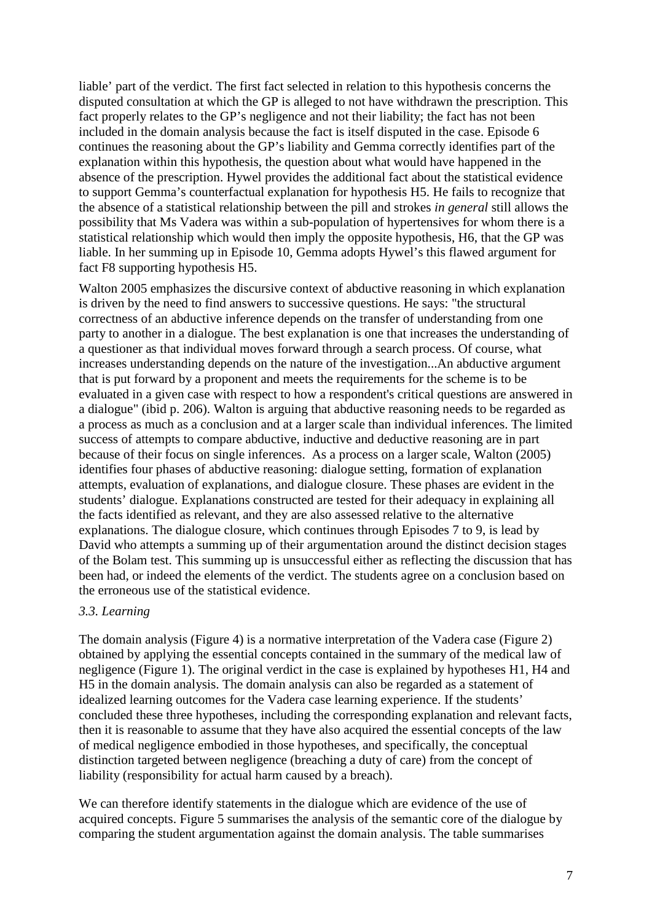liable' part of the verdict. The first fact selected in relation to this hypothesis concerns the disputed consultation at which the GP is alleged to not have withdrawn the prescription. This fact properly relates to the GP's negligence and not their liability; the fact has not been included in the domain analysis because the fact is itself disputed in the case. Episode 6 continues the reasoning about the GP's liability and Gemma correctly identifies part of the explanation within this hypothesis, the question about what would have happened in the absence of the prescription. Hywel provides the additional fact about the statistical evidence to support Gemma's counterfactual explanation for hypothesis H5. He fails to recognize that the absence of a statistical relationship between the pill and strokes *in general* still allows the possibility that Ms Vadera was within a sub-population of hypertensives for whom there is a statistical relationship which would then imply the opposite hypothesis, H6, that the GP was liable. In her summing up in Episode 10, Gemma adopts Hywel's this flawed argument for fact F8 supporting hypothesis H5.

Walton 2005 emphasizes the discursive context of abductive reasoning in which explanation is driven by the need to find answers to successive questions. He says: "the structural correctness of an abductive inference depends on the transfer of understanding from one party to another in a dialogue. The best explanation is one that increases the understanding of a questioner as that individual moves forward through a search process. Of course, what increases understanding depends on the nature of the investigation...An abductive argument that is put forward by a proponent and meets the requirements for the scheme is to be evaluated in a given case with respect to how a respondent's critical questions are answered in a dialogue" (ibid p. 206). Walton is arguing that abductive reasoning needs to be regarded as a process as much as a conclusion and at a larger scale than individual inferences. The limited success of attempts to compare abductive, inductive and deductive reasoning are in part because of their focus on single inferences. As a process on a larger scale, Walton (2005) identifies four phases of abductive reasoning: dialogue setting, formation of explanation attempts, evaluation of explanations, and dialogue closure. These phases are evident in the students' dialogue. Explanations constructed are tested for their adequacy in explaining all the facts identified as relevant, and they are also assessed relative to the alternative explanations. The dialogue closure, which continues through Episodes 7 to 9, is lead by David who attempts a summing up of their argumentation around the distinct decision stages of the Bolam test. This summing up is unsuccessful either as reflecting the discussion that has been had, or indeed the elements of the verdict. The students agree on a conclusion based on the erroneous use of the statistical evidence.

### *3.3. Learning*

The domain analysis (Figure 4) is a normative interpretation of the Vadera case (Figure 2) obtained by applying the essential concepts contained in the summary of the medical law of negligence (Figure 1). The original verdict in the case is explained by hypotheses H1, H4 and H5 in the domain analysis. The domain analysis can also be regarded as a statement of idealized learning outcomes for the Vadera case learning experience. If the students' concluded these three hypotheses, including the corresponding explanation and relevant facts, then it is reasonable to assume that they have also acquired the essential concepts of the law of medical negligence embodied in those hypotheses, and specifically, the conceptual distinction targeted between negligence (breaching a duty of care) from the concept of liability (responsibility for actual harm caused by a breach).

We can therefore identify statements in the dialogue which are evidence of the use of acquired concepts. Figure 5 summarises the analysis of the semantic core of the dialogue by comparing the student argumentation against the domain analysis. The table summarises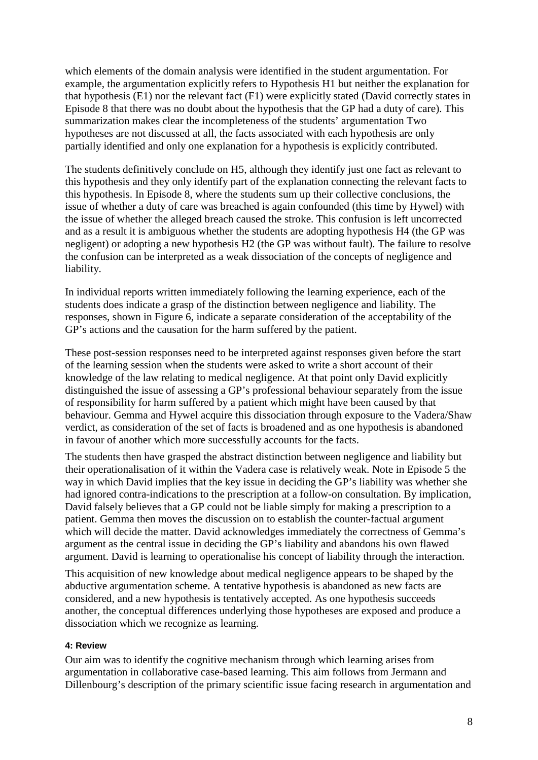which elements of the domain analysis were identified in the student argumentation. For example, the argumentation explicitly refers to Hypothesis H1 but neither the explanation for that hypothesis (E1) nor the relevant fact (F1) were explicitly stated (David correctly states in Episode 8 that there was no doubt about the hypothesis that the GP had a duty of care). This summarization makes clear the incompleteness of the students' argumentation Two hypotheses are not discussed at all, the facts associated with each hypothesis are only partially identified and only one explanation for a hypothesis is explicitly contributed.

The students definitively conclude on H5, although they identify just one fact as relevant to this hypothesis and they only identify part of the explanation connecting the relevant facts to this hypothesis. In Episode 8, where the students sum up their collective conclusions, the issue of whether a duty of care was breached is again confounded (this time by Hywel) with the issue of whether the alleged breach caused the stroke. This confusion is left uncorrected and as a result it is ambiguous whether the students are adopting hypothesis H4 (the GP was negligent) or adopting a new hypothesis H2 (the GP was without fault). The failure to resolve the confusion can be interpreted as a weak dissociation of the concepts of negligence and liability.

In individual reports written immediately following the learning experience, each of the students does indicate a grasp of the distinction between negligence and liability. The responses, shown in Figure 6, indicate a separate consideration of the acceptability of the GP's actions and the causation for the harm suffered by the patient.

These post-session responses need to be interpreted against responses given before the start of the learning session when the students were asked to write a short account of their knowledge of the law relating to medical negligence. At that point only David explicitly distinguished the issue of assessing a GP's professional behaviour separately from the issue of responsibility for harm suffered by a patient which might have been caused by that behaviour. Gemma and Hywel acquire this dissociation through exposure to the Vadera/Shaw verdict, as consideration of the set of facts is broadened and as one hypothesis is abandoned in favour of another which more successfully accounts for the facts.

The students then have grasped the abstract distinction between negligence and liability but their operationalisation of it within the Vadera case is relatively weak. Note in Episode 5 the way in which David implies that the key issue in deciding the GP's liability was whether she had ignored contra-indications to the prescription at a follow-on consultation. By implication, David falsely believes that a GP could not be liable simply for making a prescription to a patient. Gemma then moves the discussion on to establish the counter-factual argument which will decide the matter. David acknowledges immediately the correctness of Gemma's argument as the central issue in deciding the GP's liability and abandons his own flawed argument. David is learning to operationalise his concept of liability through the interaction.

This acquisition of new knowledge about medical negligence appears to be shaped by the abductive argumentation scheme. A tentative hypothesis is abandoned as new facts are considered, and a new hypothesis is tentatively accepted. As one hypothesis succeeds another, the conceptual differences underlying those hypotheses are exposed and produce a dissociation which we recognize as learning.

#### 4: Review

Our aim was to identify the cognitive mechanism through which learning arises from argumentation in collaborative case-based learning. This aim follows from Jermann and Dillenbourg's description of the primary scientific issue facing research in argumentation and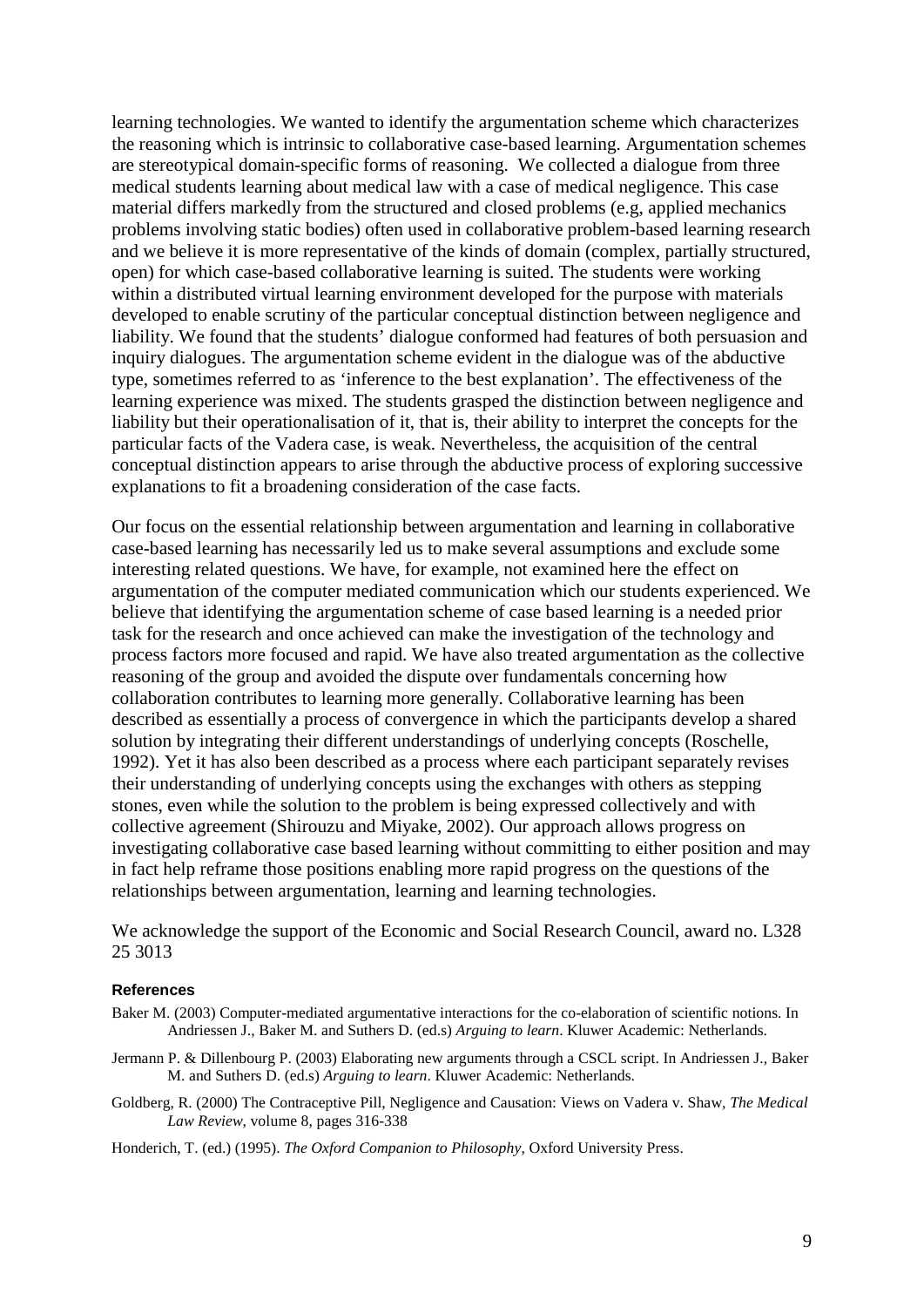learning technologies. We wanted to identify the argumentation scheme which characterizes the reasoning which is intrinsic to collaborative case-based learning. Argumentation schemes are stereotypical domain-specific forms of reasoning. We collected a dialogue from three medical students learning about medical law with a case of medical negligence. This case material differs markedly from the structured and closed problems (e.g, applied mechanics problems involving static bodies) often used in collaborative problem-based learning research and we believe it is more representative of the kinds of domain (complex, partially structured, open) for which case-based collaborative learning is suited. The students were working within a distributed virtual learning environment developed for the purpose with materials developed to enable scrutiny of the particular conceptual distinction between negligence and liability. We found that the students' dialogue conformed had features of both persuasion and inquiry dialogues. The argumentation scheme evident in the dialogue was of the abductive type, sometimes referred to as 'inference to the best explanation'. The effectiveness of the learning experience was mixed. The students grasped the distinction between negligence and liability but their operationalisation of it, that is, their ability to interpret the concepts for the particular facts of the Vadera case, is weak. Nevertheless, the acquisition of the central conceptual distinction appears to arise through the abductive process of exploring successive explanations to fit a broadening consideration of the case facts.

Our focus on the essential relationship between argumentation and learning in collaborative case-based learning has necessarily led us to make several assumptions and exclude some interesting related questions. We have, for example, not examined here the effect on argumentation of the computer mediated communication which our students experienced. We believe that identifying the argumentation scheme of case based learning is a needed prior task for the research and once achieved can make the investigation of the technology and process factors more focused and rapid. We have also treated argumentation as the collective reasoning of the group and avoided the dispute over fundamentals concerning how collaboration contributes to learning more generally. Collaborative learning has been described as essentially a process of convergence in which the participants develop a shared solution by integrating their different understandings of underlying concepts (Roschelle, 1992). Yet it has also been described as a process where each participant separately revises their understanding of underlying concepts using the exchanges with others as stepping stones, even while the solution to the problem is being expressed collectively and with collective agreement (Shirouzu and Miyake, 2002). Our approach allows progress on investigating collaborative case based learning without committing to either position and may in fact help reframe those positions enabling more rapid progress on the questions of the relationships between argumentation, learning and learning technologies.

We acknowledge the support of the Economic and Social Research Council, award no. L328 25 3013

#### References

Baker M. (2003) Computer-mediated argumentative interactions for the co-elaboration of scientific notions. In Andriessen J., Baker M. and Suthers D. (ed.s) *Arguing to learn*. Kluwer Academic: Netherlands.

Jermann P. & Dillenbourg P. (2003) Elaborating new arguments through a CSCL script. In Andriessen J., Baker M. and Suthers D. (ed.s) *Arguing to learn*. Kluwer Academic: Netherlands.

Goldberg, R. (2000) The Contraceptive Pill, Negligence and Causation: Views on Vadera v. Shaw, *The Medical Law Review*, volume 8, pages 316-338

Honderich, T. (ed.) (1995). *The Oxford Companion to Philosophy*, Oxford University Press.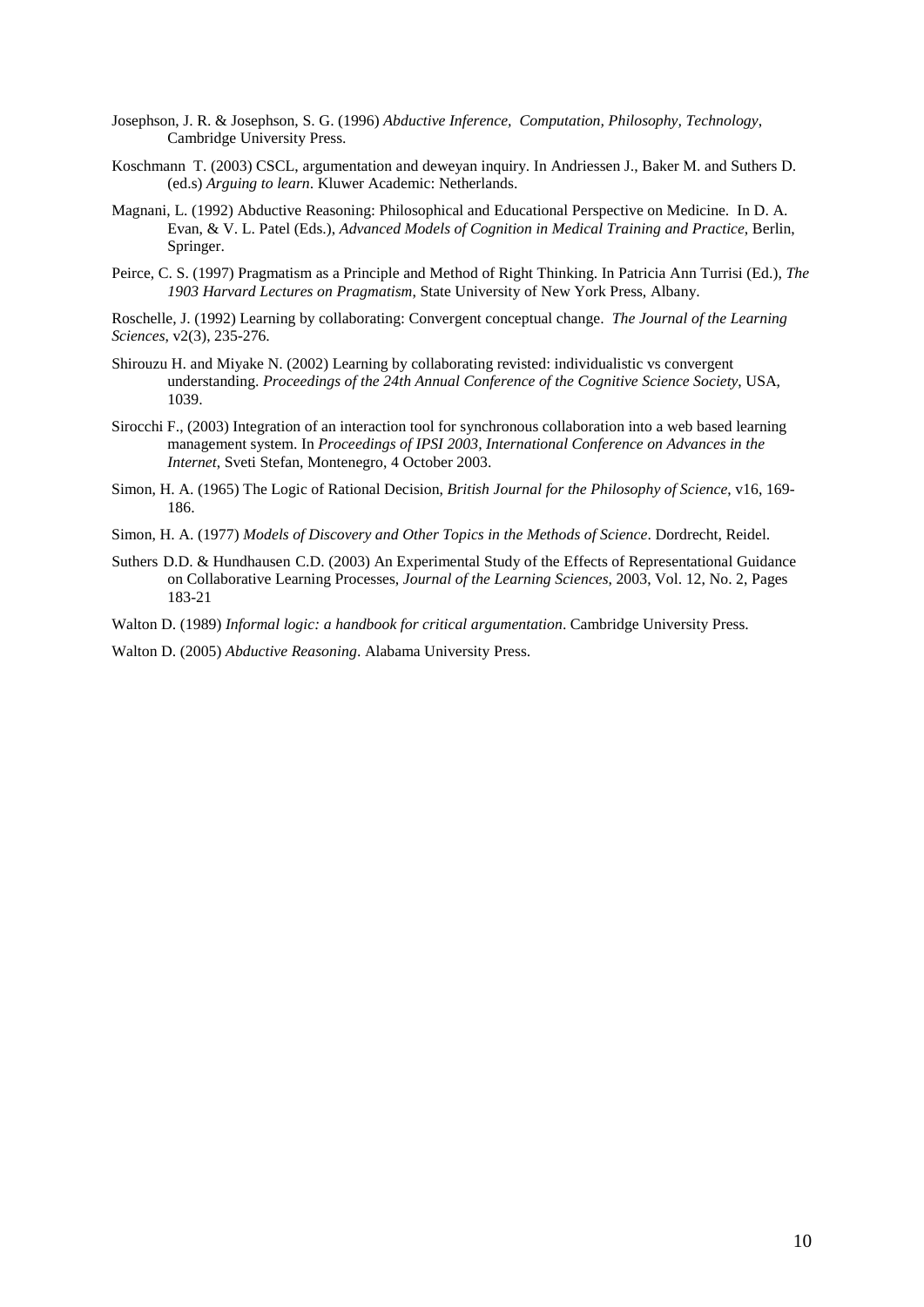Josephson, J. R. & Josephson, S. G. (1996) *Abductive Inference, Computation, Philosophy, Technology,* Cambridge University Press.

Koschmann T. (2003) CSCL, argumentation and deweyan inquiry. In Andriessen J., Baker M. and Suthers D. (ed.s) *Arguing to learn*. Kluwer Academic: Netherlands.

Magnani, L. (1992) Abductive Reasoning: Philosophical and Educational Perspective on Medicine. In D. A. Evan, & V. L. Patel (Eds.), *Advanced Models of Cognition in Medical Training and Practice*, Berlin, Springer.

Peirce, C. S. (1997) Pragmatism as a Principle and Method of Right Thinking. In Patricia Ann Turrisi (Ed.), *The 1903 Harvard Lectures on Pragmatism,* State University of New York Press, Albany.

Roschelle, J. (1992) Learning by collaborating: Convergent conceptual change. *The Journal of the Learning Sciences*, v2(3), 235-276.

Shirouzu H. and Miyake N. (2002) Learning by collaborating revisted: individualistic vs convergent understanding. *Proceedings of the 24th Annual Conference of the Cognitive Science Society*, USA, 1039.

Sirocchi F., (2003) Integration of an interaction tool for synchronous collaboration into a web based learning management system. In *Proceedings of IPSI 2003, International Conference on Advances in the Internet*, Sveti Stefan, Montenegro, 4 October 2003.

Simon, H. A. (1965) The Logic of Rational Decision, *British Journal for the Philosophy of Science*, v16, 169-186.

Simon, H. A. (1977) *Models of Discovery and Other Topics in the Methods of Science*. Dordrecht, Reidel.

Suthers D.D. & Hundhausen C.D. (2003) An Experimental Study of the Effects of Representational Guidance on Collaborative Learning Processes, *Journal of the Learning Sciences*, 2003, Vol. 12, No. 2, Pages 183-21

Walton D. (1989) *Informal logic: a handbook for critical argumentation*. Cambridge University Press.

Walton D. (2005) *Abductive Reasoning*. Alabama University Press.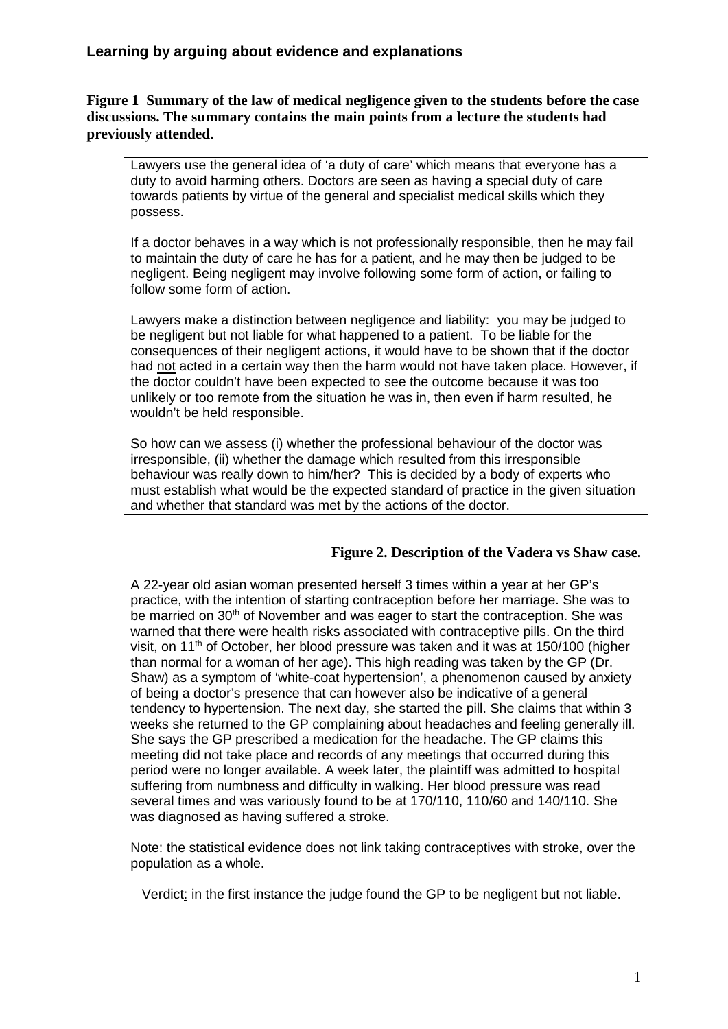**Figure 1 Summary of the law of medical negligence given to the students before the case discussions. The summary contains the main points from a lecture the students had previously attended.**

Lawyers use the general idea of 'a duty of care' which means that everyone has a duty to avoid harming others. Doctors are seen as having a special duty of care towards patients by virtue of the general and specialist medical skills which they possess.

If a doctor behaves in a way which is not professionally responsible, then he may fail to maintain the duty of care he has for a patient, and he may then be judged to be negligent. Being negligent may involve following some form of action, or failing to follow some form of action.

Lawyers make a distinction between negligence and liability: you may be judged to be negligent but not liable for what happened to a patient. To be liable for the consequences of their negligent actions, it would have to be shown that if the doctor had not acted in a certain way then the harm would not have taken place. However, if the doctor couldn't have been expected to see the outcome because it was too unlikely or too remote from the situation he was in, then even if harm resulted, he wouldn't be held responsible.

So how can we assess (i) whether the professional behaviour of the doctor was irresponsible, (ii) whether the damage which resulted from this irresponsible behaviour was really down to him/her? This is decided by a body of experts who must establish what would be the expected standard of practice in the given situation and whether that standard was met by the actions of the doctor.

**Figure 2. Description of the Vadera vs Shaw case.**

A 22-year old asian woman presented herself 3 times within a year at her GP's practice, with the intention of starting contraception before her marriage. She was to be married on 30th of November and was eager to start the contraception. She was warned that there were health risks associated with contraceptive pills. On the third visit, on 11th of October, her blood pressure was taken and it was at 150/100 (higher than normal for a woman of her age). This high reading was taken by the GP (Dr. Shaw) as a symptom of 'white-coat hypertension', a phenomenon caused by anxiety of being a doctor's presence that can however also be indicative of a general tendency to hypertension. The next day, she started the pill. She claims that within 3 weeks she returned to the GP complaining about headaches and feeling generally ill. She says the GP prescribed a medication for the headache. The GP claims this meeting did not take place and records of any meetings that occurred during this period were no longer available. A week later, the plaintiff was admitted to hospital suffering from numbness and difficulty in walking. Her blood pressure was read several times and was variously found to be at 170/110, 110/60 and 140/110. She was diagnosed as having suffered a stroke.

Note: the statistical evidence does not link taking contraceptives with stroke, over the population as a whole.

Verdict: in the first instance the judge found the GP to be negligent but not liable.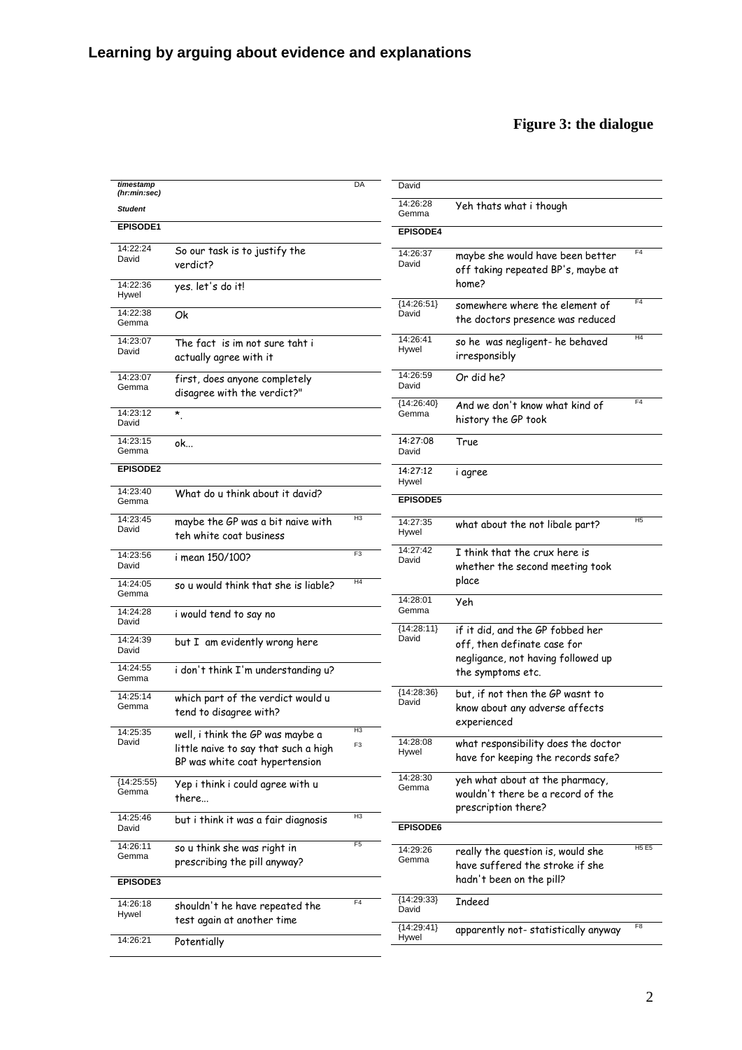**Figure 3: the dialogue**

| timestamp (hr:min:sec) Student | | DA |
|---|---|---|
| **EPISODE1** | | |
| 14:22:24 David | So our task is to justify the verdict? | |
| 14:22:36 Hywel | yes. let's do it! | |
| 14:22:38 Gemma | Ok | |
| 14:23:07 David | The fact is im not sure taht i actually agree with it | |
| 14:23:07 Gemma | first, does anyone completely disagree with the verdict?" | |
| 14:23:12 David | *. | |
| 14:23:15 Gemma | ok... | |
| **EPISODE2** | | |
| 14:23:40 Gemma | What do u think about it david? | |
| 14:23:45 David | maybe the GP was a bit naive with teh white coat business | H3 |
| 14:23:56 David | i mean 150/100? | F3 |
| 14:24:05 Gemma | so u would think that she is liable? | H4 |
| 14:24:28 David | i would tend to say no | |
| 14:24:39 David | but I am evidently wrong here | |
| 14:24:55 Gemma | i don't think I'm understanding u? | |
| 14:25:14 Gemma | which part of the verdict would u tend to disagree with? | |
| 14:25:35 David | well, i think the GP was maybe a little naive to say that such a high BP was white coat hypertension | H3 F3 |
| {14:25:55} Gemma | Yep i think i could agree with u there... | |
| 14:25:46 David | but i think it was a fair diagnosis | H3 |
| 14:26:11 Gemma | so u think she was right in prescribing the pill anyway? | F5 |
| **EPISODE3** | | |
| 14:26:18 Hywel | shouldn't he have repeated the test again at another time | F4 |
| 14:26:21 David | Potentially | |
| 14:26:28 Gemma | Yeh thats what i though | |
| **EPISODE4** | | |
| 14:26:37 David | maybe she would have been better off taking repeated BP's, maybe at home? | F4 |
| {14:26:51} David | somewhere where the element of the doctors presence was reduced | F4 |
| 14:26:41 Hywel | so he was negligent- he behaved irresponsibly | H4 |
| 14:26:59 David | Or did he? | |
| {14:26:40} Gemma | And we don't know what kind of history the GP took | F4 |
| 14:27:08 David | True | |
| 14:27:12 Hywel | i agree | |
| **EPISODE5** | | |
| 14:27:35 Hywel | what about the not libale part? | H5 |
| 14:27:42 David | I think that the crux here is whether the second meeting took place | |
| 14:28:01 Gemma | Yeh | |
| {14:28:11} David | if it did, and the GP fobbed her off, then definate case for negligance, not having followed up the symptoms etc. | |
| {14:28:36} David | but, if not then the GP wasnt to know about any adverse affects experienced | |
| 14:28:08 Hywel | what responsibility does the doctor have for keeping the records safe? | |
| 14:28:30 Gemma | yeh what about at the pharmacy, wouldn't there be a record of the prescription there? | |
| **EPISODE6** | | |
| 14:29:26 Gemma | really the question is, would she have suffered the stroke if she hadn't been on the pill? | H5 E5 |
| {14:29:33} David | Indeed | |
| {14:29:41} Hywel | apparently not- statistically anyway | F8 |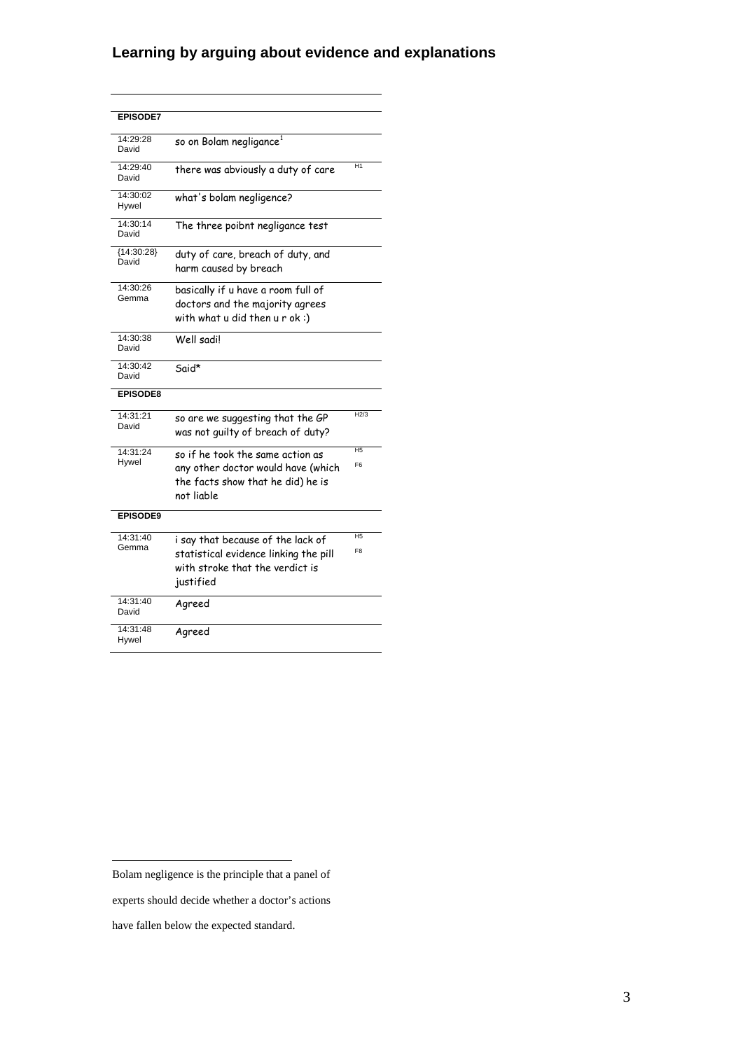# Learning by arguing about evidence and explanations

| | | |
|---|---|---|
| **EPISODE7** | | |
| 14:29:28 David | so on Bolam negligance[1] | |
| 14:29:40 David | there was abviously a duty of care | H1 |
| 14:30:02 Hywel | what's bolam negligence? | |
| 14:30:14 David | The three poibnt negligance test | |
| {14:30:28} David | duty of care, breach of duty, and harm caused by breach | |
| 14:30:26 Gemma | basically if u have a room full of doctors and the majority agrees with what u did then u r ok :) | |
| 14:30:38 David | Well sadi! | |
| 14:30:42 David | Said* | |
| **EPISODE8** | | |
| 14:31:21 David | so are we suggesting that the GP was not guilty of breach of duty? | H2/3 |
| 14:31:24 Hywel | so if he took the same action as any other doctor would have (which the facts show that he did) he is not liable | H5 F6 |
| **EPISODE9** | | |
| 14:31:40 Gemma | i say that because of the lack of statistical evidence linking the pill with stroke that the verdict is justified | H5 F8 |
| 14:31:40 David | Agreed | |
| 14:31:48 Hywel | Agreed | |

---

[1] Bolam negligence is the principle that a panel of experts should decide whether a doctor's actions have fallen below the expected standard.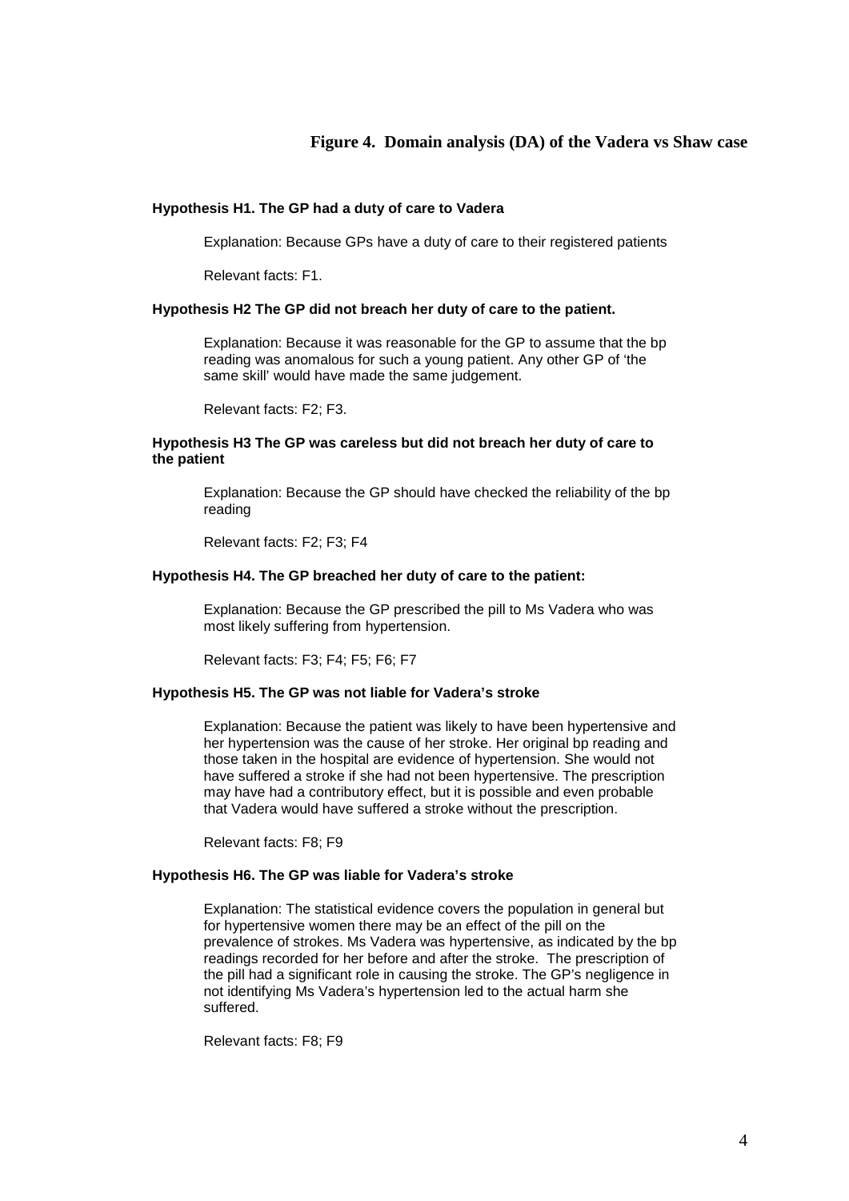## Figure 4. Domain analysis (DA) of the Vadera vs Shaw case

**Hypothesis H1. The GP had a duty of care to Vadera**

Explanation: Because GPs have a duty of care to their registered patients

Relevant facts: F1.

**Hypothesis H2 The GP did not breach her duty of care to the patient.**

Explanation: Because it was reasonable for the GP to assume that the bp reading was anomalous for such a young patient. Any other GP of 'the same skill' would have made the same judgement.

Relevant facts: F2; F3.

**Hypothesis H3 The GP was careless but did not breach her duty of care to the patient**

Explanation: Because the GP should have checked the reliability of the bp reading

Relevant facts: F2; F3; F4

**Hypothesis H4. The GP breached her duty of care to the patient:**

Explanation: Because the GP prescribed the pill to Ms Vadera who was most likely suffering from hypertension.

Relevant facts: F3; F4; F5; F6; F7

**Hypothesis H5. The GP was not liable for Vadera's stroke**

Explanation: Because the patient was likely to have been hypertensive and her hypertension was the cause of her stroke. Her original bp reading and those taken in the hospital are evidence of hypertension. She would not have suffered a stroke if she had not been hypertensive. The prescription may have had a contributory effect, but it is possible and even probable that Vadera would have suffered a stroke without the prescription.

Relevant facts: F8; F9

**Hypothesis H6. The GP was liable for Vadera's stroke**

Explanation: The statistical evidence covers the population in general but for hypertensive women there may be an effect of the pill on the prevalence of strokes. Ms Vadera was hypertensive, as indicated by the bp readings recorded for her before and after the stroke. The prescription of the pill had a significant role in causing the stroke. The GP's negligence in not identifying Ms Vadera's hypertension led to the actual harm she suffered.

Relevant facts: F8; F9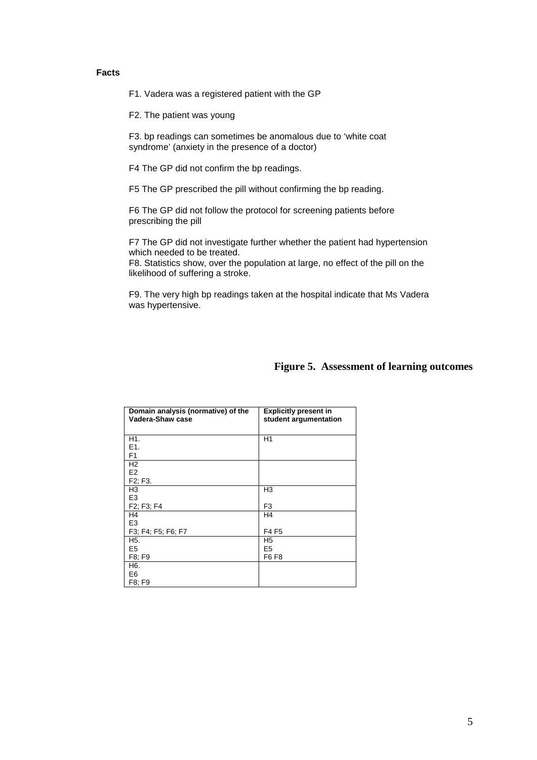**Facts**

F1. Vadera was a registered patient with the GP

F2. The patient was young

F3. bp readings can sometimes be anomalous due to 'white coat syndrome' (anxiety in the presence of a doctor)

F4 The GP did not confirm the bp readings.

F5 The GP prescribed the pill without confirming the bp reading.

F6 The GP did not follow the protocol for screening patients before prescribing the pill

F7 The GP did not investigate further whether the patient had hypertension which needed to be treated.

F8. Statistics show, over the population at large, no effect of the pill on the likelihood of suffering a stroke.

F9. The very high bp readings taken at the hospital indicate that Ms Vadera was hypertensive.

**Figure 5. Assessment of learning outcomes**

| Domain analysis (normative) of the Vadera-Shaw case | Explicitly present in student argumentation |
|---|---|
| H1.<br>E1.<br>F1 | H1 |
| H2<br>E2<br>F2; F3. | |
| H3<br>E3<br>F2; F3; F4 | H3<br><br>F3 |
| H4<br>E3<br>F3; F4; F5; F6; F7 | H4<br><br>F4 F5 |
| H5.<br>E5<br>F8; F9 | H5<br>E5<br>F6 F8 |
| H6.<br>E6<br>F8; F9 | |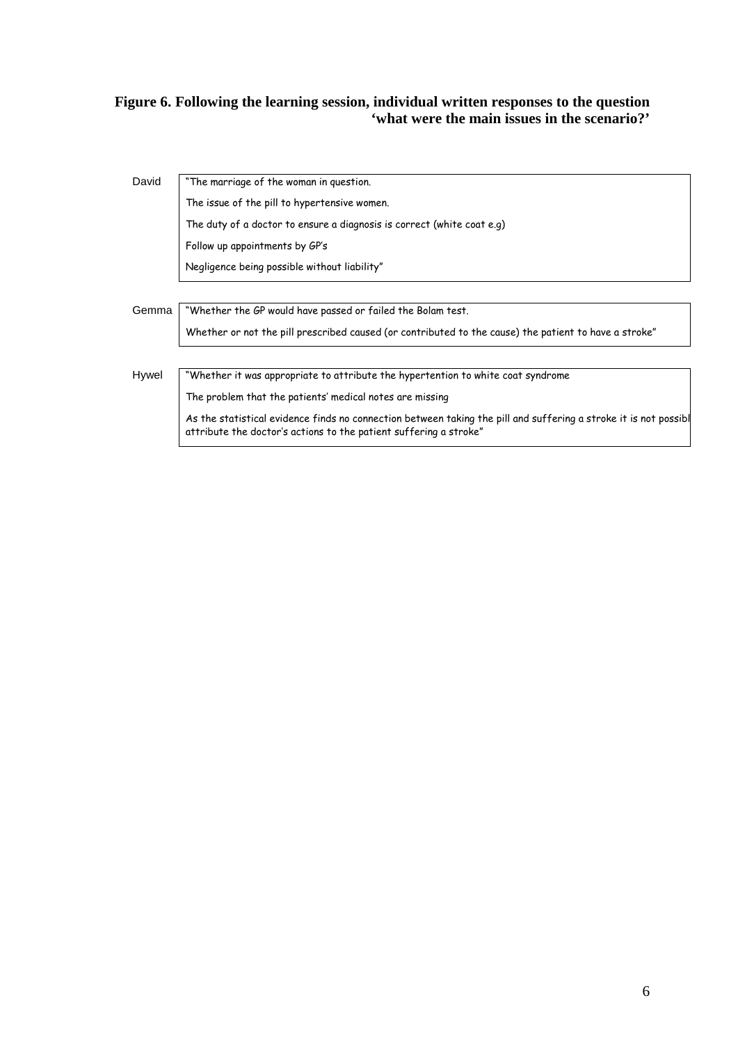**Figure 6. Following the learning session, individual written responses to the question 'what were the main issues in the scenario?'**

| | |
|---|---|
| David | "The marriage of the woman in question.<br>The issue of the pill to hypertensive women.<br>The duty of a doctor to ensure a diagnosis is correct (white coat e.g)<br>Follow up appointments by GP's<br>Negligence being possible without liability" |
| Gemma | "Whether the GP would have passed or failed the Bolam test.<br>Whether or not the pill prescribed caused (or contributed to the cause) the patient to have a stroke" |
| Hywel | "Whether it was appropriate to attribute the hypertention to white coat syndrome<br>The problem that the patients' medical notes are missing<br>As the statistical evidence finds no connection between taking the pill and suffering a stroke it is not possibl attribute the doctor's actions to the patient suffering a stroke" |